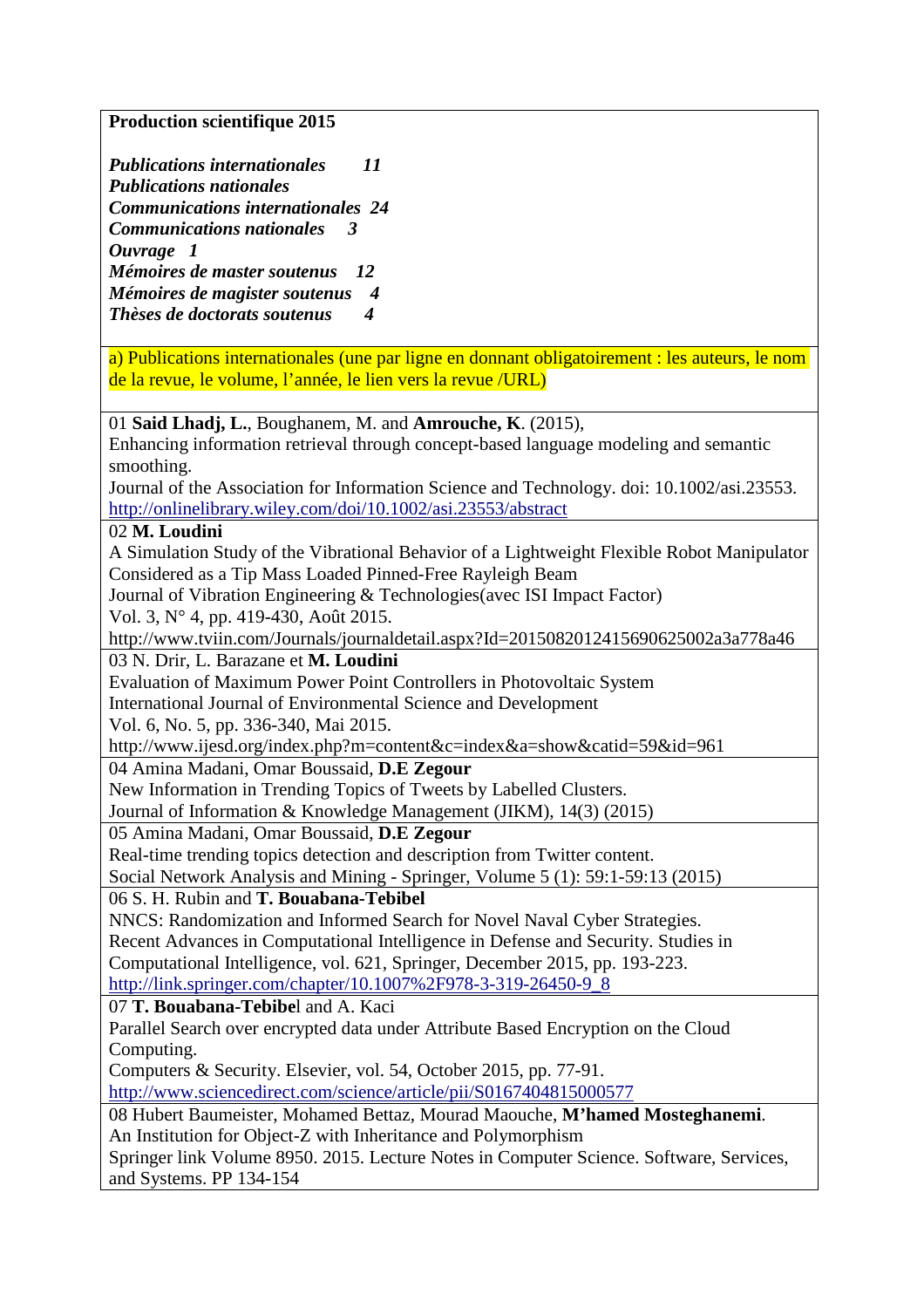**Production scientifique 2015**

***Publications internationales 11***
***Publications nationales***
***Communications internationales 24***
***Communications nationales 3***
***Ouvrage 1***
***Mémoires de master soutenus 12***
***Mémoires de magister soutenus 4***
***Thèses de doctorats soutenus 4***

a) Publications internationales (une par ligne en donnant obligatoirement : les auteurs, le nom de la revue, le volume, l'année, le lien vers la revue /URL)

01 **Said Lhadj, L.**, Boughanem, M. and **Amrouche, K**. (2015),
Enhancing information retrieval through concept-based language modeling and semantic smoothing.
Journal of the Association for Information Science and Technology. doi: 10.1002/asi.23553.
http://onlinelibrary.wiley.com/doi/10.1002/asi.23553/abstract

02 **M. Loudini**
A Simulation Study of the Vibrational Behavior of a Lightweight Flexible Robot Manipulator Considered as a Tip Mass Loaded Pinned-Free Rayleigh Beam
Journal of Vibration Engineering & Technologies(avec ISI Impact Factor)
Vol. 3, N° 4, pp. 419-430, Août 2015.
http://www.tviin.com/Journals/journaldetail.aspx?Id=20150820124156906250002a3a778a46

03 N. Drir, L. Barazane et **M. Loudini**
Evaluation of Maximum Power Point Controllers in Photovoltaic System
International Journal of Environmental Science and Development
Vol. 6, No. 5, pp. 336-340, Mai 2015.
http://www.ijesd.org/index.php?m=content&c=index&a=show&catid=59&id=961

04 Amina Madani, Omar Boussaid, **D.E Zegour**
New Information in Trending Topics of Tweets by Labelled Clusters.
Journal of Information & Knowledge Management (JIKM), 14(3) (2015)

05 Amina Madani, Omar Boussaid, **D.E Zegour**
Real-time trending topics detection and description from Twitter content.
Social Network Analysis and Mining - Springer, Volume 5 (1): 59:1-59:13 (2015)

06 S. H. Rubin and **T. Bouabana-Tebibel**
NNCS: Randomization and Informed Search for Novel Naval Cyber Strategies.
Recent Advances in Computational Intelligence in Defense and Security. Studies in Computational Intelligence, vol. 621, Springer, December 2015, pp. 193-223.
http://link.springer.com/chapter/10.1007%2F978-3-319-26450-9_8

07 **T. Bouabana-Tebibe**l and A. Kaci
Parallel Search over encrypted data under Attribute Based Encryption on the Cloud Computing.
Computers & Security. Elsevier, vol. 54, October 2015, pp. 77-91.
http://www.sciencedirect.com/science/article/pii/S0167404815000577

08 Hubert Baumeister, Mohamed Bettaz, Mourad Maouche, **M'hamed Mosteghanemi**.
An Institution for Object-Z with Inheritance and Polymorphism
Springer link Volume 8950. 2015. Lecture Notes in Computer Science. Software, Services, and Systems. PP 134-154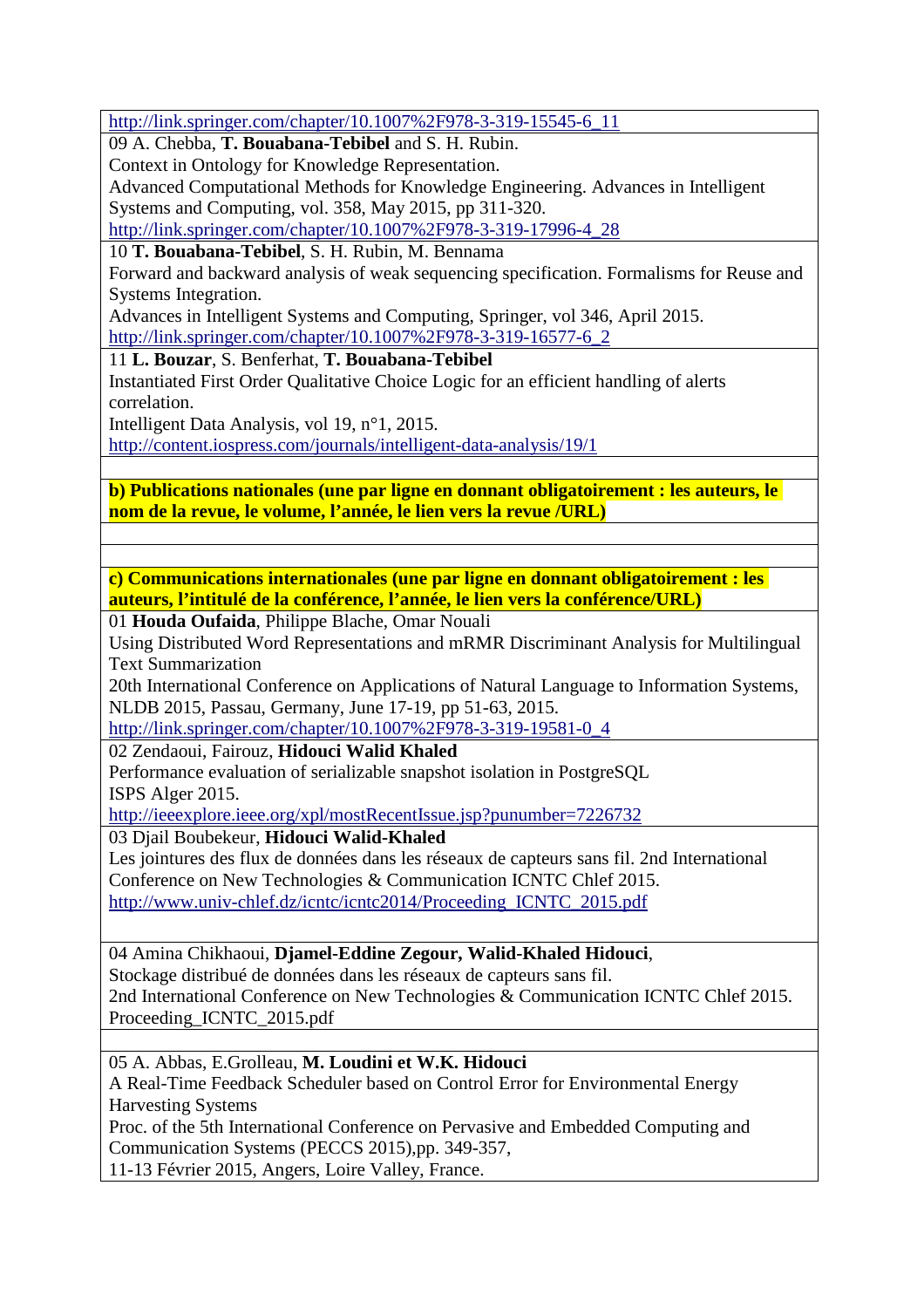http://link.springer.com/chapter/10.1007%2F978-3-319-15545-6_11

09 A. Chebba, **T. Bouabana-Tebibel** and S. H. Rubin.
Context in Ontology for Knowledge Representation.
Advanced Computational Methods for Knowledge Engineering. Advances in Intelligent Systems and Computing, vol. 358, May 2015, pp 311-320.
http://link.springer.com/chapter/10.1007%2F978-3-319-17996-4_28

10 **T. Bouabana-Tebibel**, S. H. Rubin, M. Bennama
Forward and backward analysis of weak sequencing specification. Formalisms for Reuse and Systems Integration.
Advances in Intelligent Systems and Computing, Springer, vol 346, April 2015.
http://link.springer.com/chapter/10.1007%2F978-3-319-16577-6_2

11 **L. Bouzar**, S. Benferhat, **T. Bouabana-Tebibel**
Instantiated First Order Qualitative Choice Logic for an efficient handling of alerts correlation.
Intelligent Data Analysis, vol 19, n°1, 2015.
http://content.iospress.com/journals/intelligent-data-analysis/19/1

**b) Publications nationales (une par ligne en donnant obligatoirement : les auteurs, le nom de la revue, le volume, l'année, le lien vers la revue /URL)**

**c) Communications internationales (une par ligne en donnant obligatoirement : les auteurs, l'intitulé de la conférence, l'année, le lien vers la conférence/URL)**

01 **Houda Oufaida**, Philippe Blache, Omar Nouali
Using Distributed Word Representations and mRMR Discriminant Analysis for Multilingual Text Summarization
20th International Conference on Applications of Natural Language to Information Systems, NLDB 2015, Passau, Germany, June 17-19, pp 51-63, 2015.
http://link.springer.com/chapter/10.1007%2F978-3-319-19581-0_4

02 Zendaoui, Fairouz, **Hidouci Walid Khaled**
Performance evaluation of serializable snapshot isolation in PostgreSQL
ISPS Alger 2015.
http://ieeexplore.ieee.org/xpl/mostRecentIssue.jsp?punumber=7226732

03 Djail Boubekeur, **Hidouci Walid-Khaled**
Les jointures des flux de données dans les réseaux de capteurs sans fil. 2nd International Conference on New Technologies & Communication ICNTC Chlef 2015.
http://www.univ-chlef.dz/icntc/icntc2014/Proceeding_ICNTC_2015.pdf

04 Amina Chikhaoui, **Djamel-Eddine Zegour, Walid-Khaled Hidouci**,
Stockage distribué de données dans les réseaux de capteurs sans fil.
2nd International Conference on New Technologies & Communication ICNTC Chlef 2015.
Proceeding_ICNTC_2015.pdf

05 A. Abbas, E.Grolleau, **M. Loudini et W.K. Hidouci**
A Real-Time Feedback Scheduler based on Control Error for Environmental Energy Harvesting Systems
Proc. of the 5th International Conference on Pervasive and Embedded Computing and Communication Systems (PECCS 2015),pp. 349-357,
11-13 Février 2015, Angers, Loire Valley, France.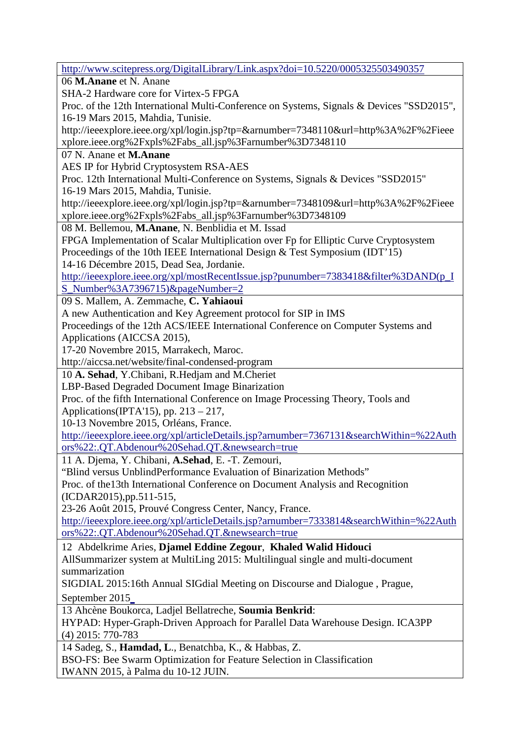| |
|---|
| http://www.scitepress.org/DigitalLibrary/Link.aspx?doi=10.5220/0005325503490357 |
| 06 **M.Anane** et N. Anane<br>SHA-2 Hardware core for Virtex-5 FPGA<br>Proc. of the 12th International Multi-Conference on Systems, Signals & Devices "SSD2015", 16-19 Mars 2015, Mahdia, Tunisie.<br>http://ieeexplore.ieee.org/xpl/login.jsp?tp=&arnumber=7348110&url=http%3A%2F%2Fieeexplore.ieee.org%2Fxpls%2Fabs_all.jsp%3Farnumber%3D7348110 |
| 07 N. Anane et **M.Anane**<br>AES IP for Hybrid Cryptosystem RSA-AES<br>Proc. 12th International Multi-Conference on Systems, Signals & Devices "SSD2015"<br>16-19 Mars 2015, Mahdia, Tunisie.<br>http://ieeexplore.ieee.org/xpl/login.jsp?tp=&arnumber=7348109&url=http%3A%2F%2Fieeexplore.ieee.org%2Fxpls%2Fabs_all.jsp%3Farnumber%3D7348109 |
| 08 M. Bellemou, **M.Anane**, N. Benblidia et M. Issad<br>FPGA Implementation of Scalar Multiplication over Fp for Elliptic Curve Cryptosystem<br>Proceedings of the 10th IEEE International Design & Test Symposium (IDT'15)<br>14-16 Décembre 2015, Dead Sea, Jordanie.<br>http://ieeexplore.ieee.org/xpl/mostRecentIssue.jsp?punumber=7383418&filter%3DAND(p_IS_Number%3A7396715)&pageNumber=2 |
| 09 S. Mallem, A. Zemmache, **C. Yahiaoui**<br>A new Authentication and Key Agreement protocol for SIP in IMS<br>Proceedings of the 12th ACS/IEEE International Conference on Computer Systems and Applications (AICCSA 2015),<br>17-20 Novembre 2015, Marrakech, Maroc.<br>http://aiccsa.net/website/final-condensed-program |
| 10 **A. Sehad**, Y.Chibani, R.Hedjam and M.Cheriet<br>LBP-Based Degraded Document Image Binarization<br>Proc. of the fifth International Conference on Image Processing Theory, Tools and Applications(IPTA'15), pp. 213 – 217,<br>10-13 Novembre 2015, Orléans, France.<br>http://ieeexplore.ieee.org/xpl/articleDetails.jsp?arnumber=7367131&searchWithin=%22Authors%22:.QT.Abdenour%20Sehad.QT.&newsearch=true |
| 11 A. Djema, Y. Chibani, **A.Sehad**, E. -T. Zemouri,<br>"Blind versus UnblindPerformance Evaluation of Binarization Methods"<br>Proc. of the13th International Conference on Document Analysis and Recognition (ICDAR2015),pp.511-515,<br>23-26 Août 2015, Prouvé Congress Center, Nancy, France.<br>http://ieeexplore.ieee.org/xpl/articleDetails.jsp?arnumber=7333814&searchWithin=%22Authors%22:.QT.Abdenour%20Sehad.QT.&newsearch=true |
| 12 Abdelkrime Aries, **Djamel Eddine Zegour**, **Khaled Walid Hidouci**<br>AllSummarizer system at MultiLing 2015: Multilingual single and multi-document summarization<br>SIGDIAL 2015:16th Annual SIGdial Meeting on Discourse and Dialogue , Prague, September 2015 |
| 13 Ahcène Boukorca, Ladjel Bellatreche, **Soumia Benkrid**:<br>HYPAD: Hyper-Graph-Driven Approach for Parallel Data Warehouse Design. ICA3PP (4) 2015: 770-783 |
| 14 Sadeg, S., **Hamdad, L**., Benatchba, K., & Habbas, Z.<br>BSO-FS: Bee Swarm Optimization for Feature Selection in Classification<br>IWANN 2015, à Palma du 10-12 JUIN. |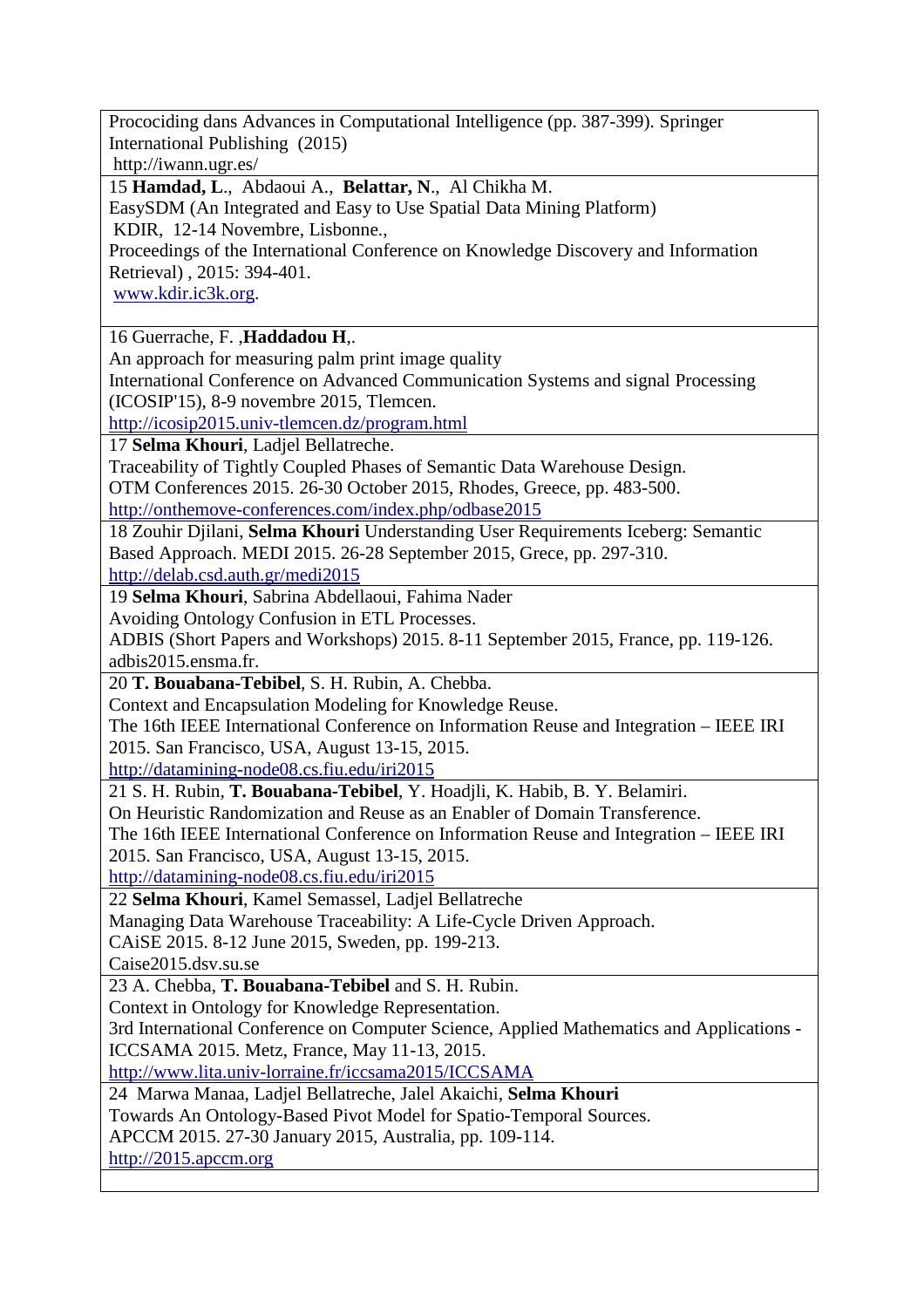| |
|---|
| Procociding dans Advances in Computational Intelligence (pp. 387-399). Springer International Publishing (2015)<br>http://iwann.ugr.es/ |
| 15 **Hamdad, L**., Abdaoui A., **Belattar, N**., Al Chikha M.<br>EasySDM (An Integrated and Easy to Use Spatial Data Mining Platform)<br>KDIR, 12-14 Novembre, Lisbonne.,<br>Proceedings of the International Conference on Knowledge Discovery and Information Retrieval) , 2015: 394-401.<br>www.kdir.ic3k.org. |
| 16 Guerrache, F. ,**Haddadou H**,.<br>An approach for measuring palm print image quality<br>International Conference on Advanced Communication Systems and signal Processing (ICOSIP'15), 8-9 novembre 2015, Tlemcen.<br>http://icosip2015.univ-tlemcen.dz/program.html |
| 17 **Selma Khouri**, Ladjel Bellatreche.<br>Traceability of Tightly Coupled Phases of Semantic Data Warehouse Design.<br>OTM Conferences 2015. 26-30 October 2015, Rhodes, Greece, pp. 483-500.<br>http://onthemove-conferences.com/index.php/odbase2015 |
| 18 Zouhir Djilani, **Selma Khouri** Understanding User Requirements Iceberg: Semantic Based Approach. MEDI 2015. 26-28 September 2015, Grece, pp. 297-310.<br>http://delab.csd.auth.gr/medi2015 |
| 19 **Selma Khouri**, Sabrina Abdellaoui, Fahima Nader<br>Avoiding Ontology Confusion in ETL Processes.<br>ADBIS (Short Papers and Workshops) 2015. 8-11 September 2015, France, pp. 119-126.<br>adbis2015.ensma.fr. |
| 20 **T. Bouabana-Tebibel**, S. H. Rubin, A. Chebba.<br>Context and Encapsulation Modeling for Knowledge Reuse.<br>The 16th IEEE International Conference on Information Reuse and Integration – IEEE IRI 2015. San Francisco, USA, August 13-15, 2015.<br>http://datamining-node08.cs.fiu.edu/iri2015 |
| 21 S. H. Rubin, **T. Bouabana-Tebibel**, Y. Hoadjli, K. Habib, B. Y. Belamiri.<br>On Heuristic Randomization and Reuse as an Enabler of Domain Transference.<br>The 16th IEEE International Conference on Information Reuse and Integration – IEEE IRI 2015. San Francisco, USA, August 13-15, 2015.<br>http://datamining-node08.cs.fiu.edu/iri2015 |
| 22 **Selma Khouri**, Kamel Semassel, Ladjel Bellatreche<br>Managing Data Warehouse Traceability: A Life-Cycle Driven Approach.<br>CAiSE 2015. 8-12 June 2015, Sweden, pp. 199-213.<br>Caise2015.dsv.su.se |
| 23 A. Chebba, **T. Bouabana-Tebibel** and S. H. Rubin.<br>Context in Ontology for Knowledge Representation.<br>3rd International Conference on Computer Science, Applied Mathematics and Applications - ICCSAMA 2015. Metz, France, May 11-13, 2015.<br>http://www.lita.univ-lorraine.fr/iccsama2015/ICCSAMA |
| 24 Marwa Manaa, Ladjel Bellatreche, Jalel Akaichi, **Selma Khouri**<br>Towards An Ontology-Based Pivot Model for Spatio-Temporal Sources.<br>APCCM 2015. 27-30 January 2015, Australia, pp. 109-114.<br>http://2015.apccm.org |
| |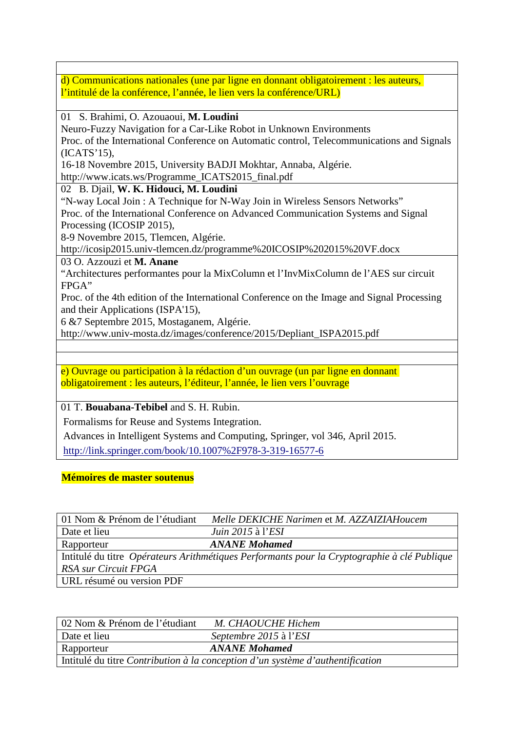| d) Communications nationales (une par ligne en donnant obligatoirement : les auteurs, l'intitulé de la conférence, l'année, le lien vers la conférence/URL) |
|---|
| 01 S. Brahimi, O. Azouaoui, **M. Loudini**<br>Neuro-Fuzzy Navigation for a Car-Like Robot in Unknown Environments<br>Proc. of the International Conference on Automatic control, Telecommunications and Signals (ICATS'15),<br>16-18 Novembre 2015, University BADJI Mokhtar, Annaba, Algérie.<br>http://www.icats.ws/Programme_ICATS2015_final.pdf |
| 02 B. Djail, **W. K. Hidouci, M. Loudini**<br>"N-way Local Join : A Technique for N-Way Join in Wireless Sensors Networks"<br>Proc. of the International Conference on Advanced Communication Systems and Signal Processing (ICOSIP 2015),<br>8-9 Novembre 2015, Tlemcen, Algérie.<br>http://icosip2015.univ-tlemcen.dz/programme%20ICOSIP%202015%20VF.docx |
| 03 O. Azzouzi et **M. Anane**<br>"Architectures performantes pour la MixColumn et l'InvMixColumn de l'AES sur circuit FPGA"<br>Proc. of the 4th edition of the International Conference on the Image and Signal Processing and their Applications (ISPA'15),<br>6 &7 Septembre 2015, Mostaganem, Algérie.<br>http://www.univ-mosta.dz/images/conference/2015/Depliant_ISPA2015.pdf |

| e) Ouvrage ou participation à la rédaction d'un ouvrage (un par ligne en donnant obligatoirement : les auteurs, l'éditeur, l'année, le lien vers l'ouvrage |
|---|
| 01 T. **Bouabana-Tebibel** and S. H. Rubin.<br>Formalisms for Reuse and Systems Integration.<br>Advances in Intelligent Systems and Computing, Springer, vol 346, April 2015.<br>http://link.springer.com/book/10.1007%2F978-3-319-16577-6 |

**Mémoires de master soutenus**

| 01 Nom & Prénom de l'étudiant | *Melle DEKICHE Narimen* et *M. AZZAIZIAHoucem* |
|---|---|
| Date et lieu | *Juin 2015* à l'*ESI* |
| Rapporteur | ***ANANE Mohamed*** |
| Intitulé du titre | *Opérateurs Arithmétiques Performants pour la Cryptographie à clé Publique RSA sur Circuit FPGA* |
| URL résumé ou version PDF | |

| 02 Nom & Prénom de l'étudiant | *M. CHAOUCHE Hichem* |
|---|---|
| Date et lieu | *Septembre 2015* à l'*ESI* |
| Rapporteur | ***ANANE Mohamed*** |
| Intitulé du titre | *Contribution à la conception d'un système d'authentification* |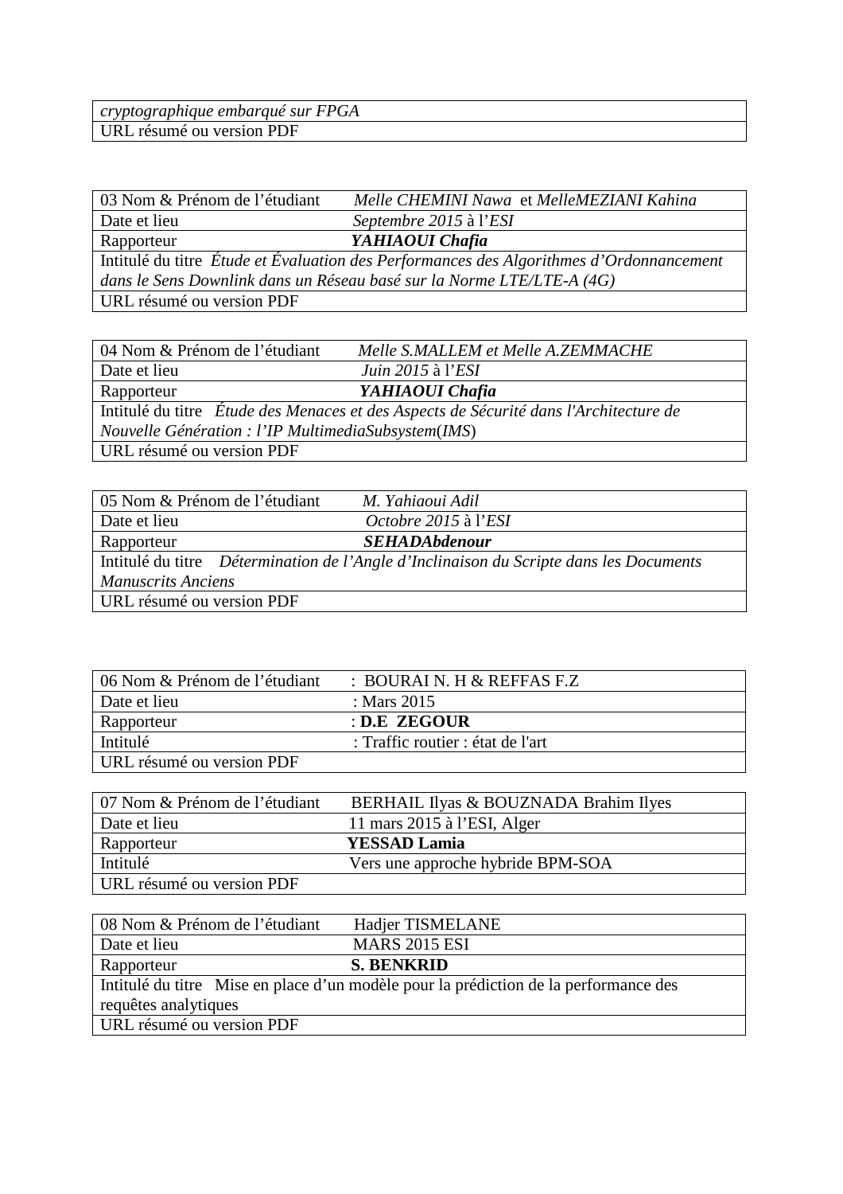| *cryptographique embarqué sur FPGA* |
| --- |
| URL résumé ou version PDF |

| 03 Nom & Prénom de l'étudiant | *Melle CHEMINI Nawa* et *MelleMEZIANI Kahina* |
| --- | --- |
| Date et lieu | *Septembre 2015* à l'*ESI* |
| Rapporteur | ***YAHIAOUI Chafia*** |
| Intitulé du titre *Étude et Évaluation des Performances des Algorithmes d'Ordonnancement dans le Sens Downlink dans un Réseau basé sur la Norme LTE/LTE-A (4G)* | |
| URL résumé ou version PDF | |

| 04 Nom & Prénom de l'étudiant | *Melle S.MALLEM et Melle A.ZEMMACHE* |
| --- | --- |
| Date et lieu | *Juin 2015* à l'*ESI* |
| Rapporteur | ***YAHIAOUI Chafia*** |
| Intitulé du titre *Étude des Menaces et des Aspects de Sécurité dans l'Architecture de Nouvelle Génération : l'IP MultimediaSubsystem*(*IMS*) | |
| URL résumé ou version PDF | |

| 05 Nom & Prénom de l'étudiant | *M. Yahiaoui Adil* |
| --- | --- |
| Date et lieu | *Octobre 2015* à l'*ESI* |
| Rapporteur | ***SEHADAbdenour*** |
| Intitulé du titre *Détermination de l'Angle d'Inclinaison du Scripte dans les Documents Manuscrits Anciens* | |
| URL résumé ou version PDF | |

| 06 Nom & Prénom de l'étudiant | : BOURAI N. H & REFFAS F.Z |
| --- | --- |
| Date et lieu | : Mars 2015 |
| Rapporteur | : **D.E ZEGOUR** |
| Intitulé | : Traffic routier : état de l'art |
| URL résumé ou version PDF | |

| 07 Nom & Prénom de l'étudiant | BERHAIL Ilyas & BOUZNADA Brahim Ilyes |
| --- | --- |
| Date et lieu | 11 mars 2015 à l'ESI, Alger |
| Rapporteur | **YESSAD Lamia** |
| Intitulé | Vers une approche hybride BPM-SOA |
| URL résumé ou version PDF | |

| 08 Nom & Prénom de l'étudiant | Hadjer TISMELANE |
| --- | --- |
| Date et lieu | MARS 2015 ESI |
| Rapporteur | **S. BENKRID** |
| Intitulé du titre Mise en place d'un modèle pour la prédiction de la performance des requêtes analytiques | |
| URL résumé ou version PDF | |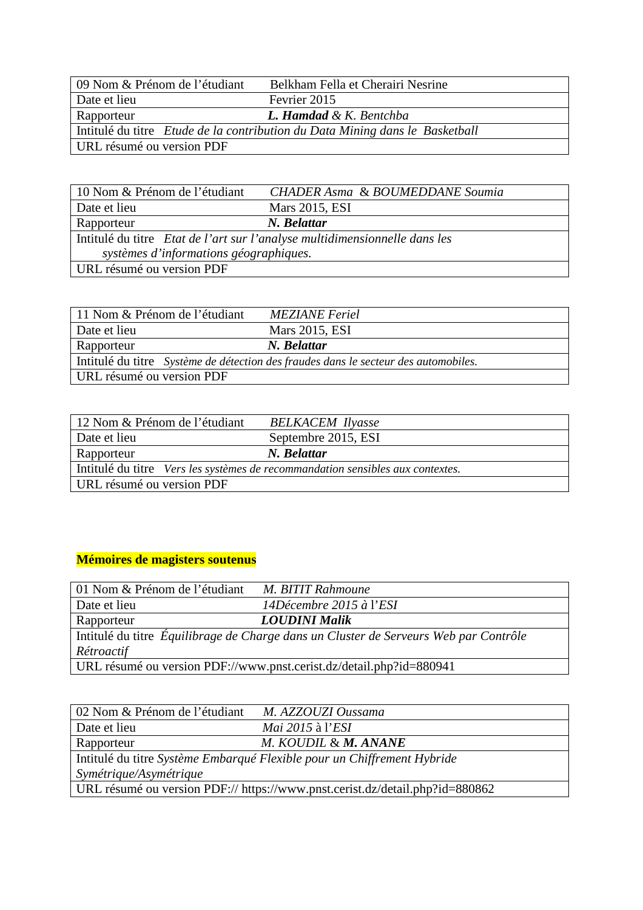| 09 Nom & Prénom de l'étudiant | Belkham Fella et Cherairi Nesrine |
|---|---|
| Date et lieu | Fevrier 2015 |
| Rapporteur | ***L. Hamdad*** *& K. Bentchba* |
| Intitulé du titre *Etude de la contribution du Data Mining dans le Basketball* | |
| URL résumé ou version PDF | |

| 10 Nom & Prénom de l'étudiant | *CHADER Asma & BOUMEDDANE Soumia* |
|---|---|
| Date et lieu | Mars 2015, ESI |
| Rapporteur | ***N. Belattar*** |
| Intitulé du titre *Etat de l'art sur l'analyse multidimensionnelle dans les systèmes d'informations géographiques.* | |
| URL résumé ou version PDF | |

| 11 Nom & Prénom de l'étudiant | *MEZIANE Feriel* |
|---|---|
| Date et lieu | Mars 2015, ESI |
| Rapporteur | ***N. Belattar*** |
| Intitulé du titre *Système de détection des fraudes dans le secteur des automobiles.* | |
| URL résumé ou version PDF | |

| 12 Nom & Prénom de l'étudiant | *BELKACEM Ilyasse* |
|---|---|
| Date et lieu | Septembre 2015, ESI |
| Rapporteur | ***N. Belattar*** |
| Intitulé du titre *Vers les systèmes de recommandation sensibles aux contextes.* | |
| URL résumé ou version PDF | |

**Mémoires de magisters soutenus**

| 01 Nom & Prénom de l'étudiant | *M. BITIT Rahmoune* |
|---|---|
| Date et lieu | *14Décembre 2015* à l'*ESI* |
| Rapporteur | ***LOUDINI Malik*** |
| Intitulé du titre *Équilibrage de Charge dans un Cluster de Serveurs Web par Contrôle Rétroactif* | |
| URL résumé ou version PDF://www.pnst.cerist.dz/detail.php?id=880941 | |

| 02 Nom & Prénom de l'étudiant | *M. AZZOUZI Oussama* |
|---|---|
| Date et lieu | *Mai 2015* à l'*ESI* |
| Rapporteur | *M. KOUDIL* & ***M. ANANE*** |
| Intitulé du titre *Système Embarqué Flexible pour un Chiffrement Hybride Symétrique/Asymétrique* | |
| URL résumé ou version PDF:// https://www.pnst.cerist.dz/detail.php?id=880862 | |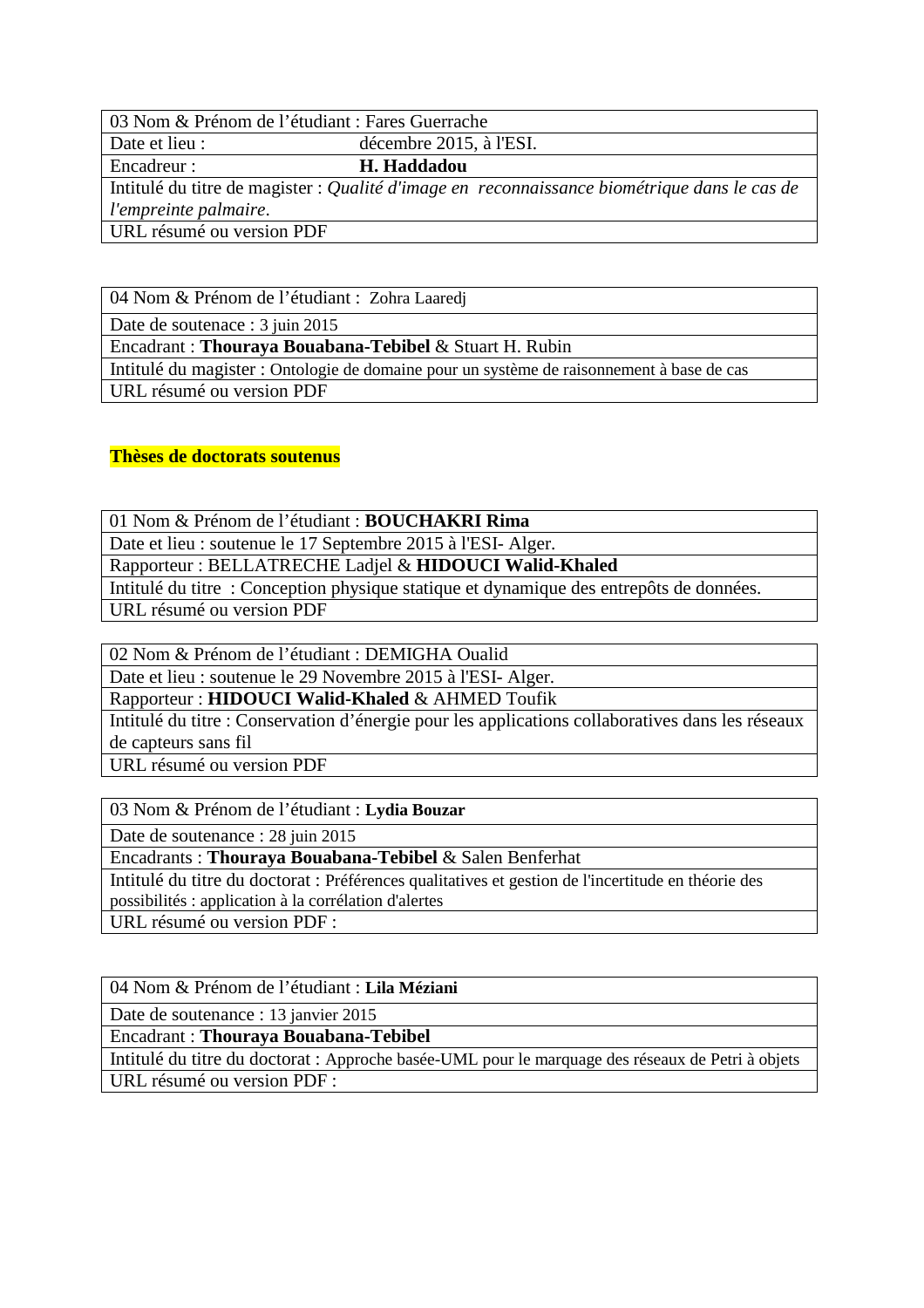| | |
|---|---|
| 03 Nom & Prénom de l'étudiant : Fares Guerrache | |
| Date et lieu : | décembre 2015, à l'ESI. |
| Encadreur : | **H. Haddadou** |
| Intitulé du titre de magister : *Qualité d'image en reconnaissance biométrique dans le cas de l'empreinte palmaire*. | |
| URL résumé ou version PDF | |

| |
|---|
| 04 Nom & Prénom de l'étudiant : Zohra Laaredj |
| Date de soutenace : 3 juin 2015 |
| Encadrant : **Thouraya Bouabana-Tebibel** & Stuart H. Rubin |
| Intitulé du magister : Ontologie de domaine pour un système de raisonnement à base de cas |
| URL résumé ou version PDF |

**Thèses de doctorats soutenus**

| |
|---|
| 01 Nom & Prénom de l'étudiant : **BOUCHAKRI Rima** |
| Date et lieu : soutenue le 17 Septembre 2015 à l'ESI- Alger. |
| Rapporteur : BELLATRECHE Ladjel & **HIDOUCI Walid-Khaled** |
| Intitulé du titre : Conception physique statique et dynamique des entrepôts de données. |
| URL résumé ou version PDF |

| |
|---|
| 02 Nom & Prénom de l'étudiant : DEMIGHA Oualid |
| Date et lieu : soutenue le 29 Novembre 2015 à l'ESI- Alger. |
| Rapporteur : **HIDOUCI Walid-Khaled** & AHMED Toufik |
| Intitulé du titre : Conservation d'énergie pour les applications collaboratives dans les réseaux de capteurs sans fil |
| URL résumé ou version PDF |

| |
|---|
| 03 Nom & Prénom de l'étudiant : **Lydia Bouzar** |
| Date de soutenance : 28 juin 2015 |
| Encadrants : **Thouraya Bouabana-Tebibel** & Salen Benferhat |
| Intitulé du titre du doctorat : Préférences qualitatives et gestion de l'incertitude en théorie des possibilités : application à la corrélation d'alertes |
| URL résumé ou version PDF : |

| |
|---|
| 04 Nom & Prénom de l'étudiant : **Lila Méziani** |
| Date de soutenance : 13 janvier 2015 |
| Encadrant : **Thouraya Bouabana-Tebibel** |
| Intitulé du titre du doctorat : Approche basée-UML pour le marquage des réseaux de Petri à objets |
| URL résumé ou version PDF : |